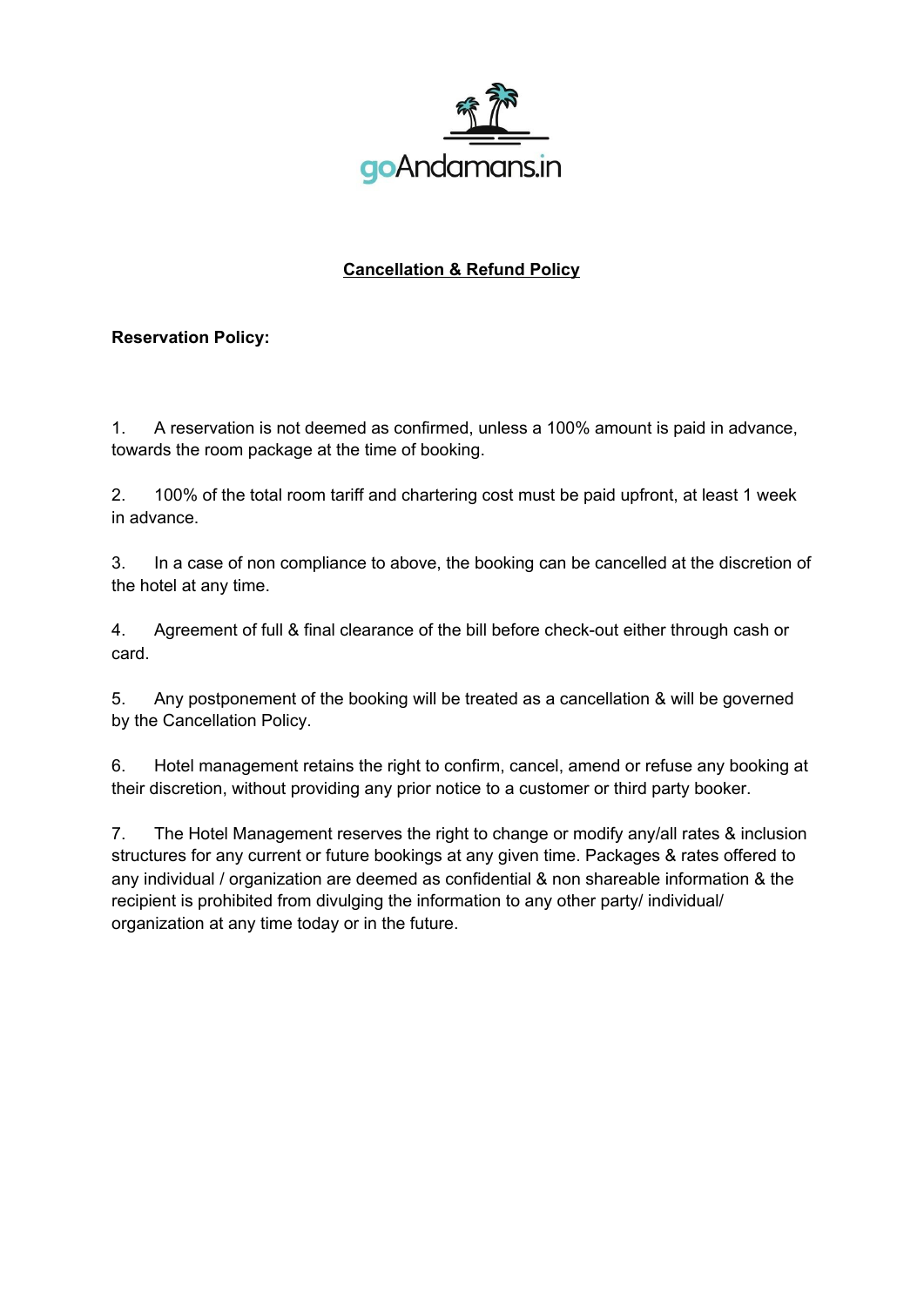goAndamans.in

# Cancellation & Refund Policy

**Reservation Policy:**

1. A reservation is not deemed as confirmed, unless a 100% amount is paid in advance, towards the room package at the time of booking.

2. 100% of the total room tariff and chartering cost must be paid upfront, at least 1 week in advance.

3. In a case of non compliance to above, the booking can be cancelled at the discretion of the hotel at any time.

4. Agreement of full & final clearance of the bill before check-out either through cash or card.

5. Any postponement of the booking will be treated as a cancellation & will be governed by the Cancellation Policy.

6. Hotel management retains the right to confirm, cancel, amend or refuse any booking at their discretion, without providing any prior notice to a customer or third party booker.

7. The Hotel Management reserves the right to change or modify any/all rates & inclusion structures for any current or future bookings at any given time. Packages & rates offered to any individual / organization are deemed as confidential & non shareable information & the recipient is prohibited from divulging the information to any other party/ individual/ organization at any time today or in the future.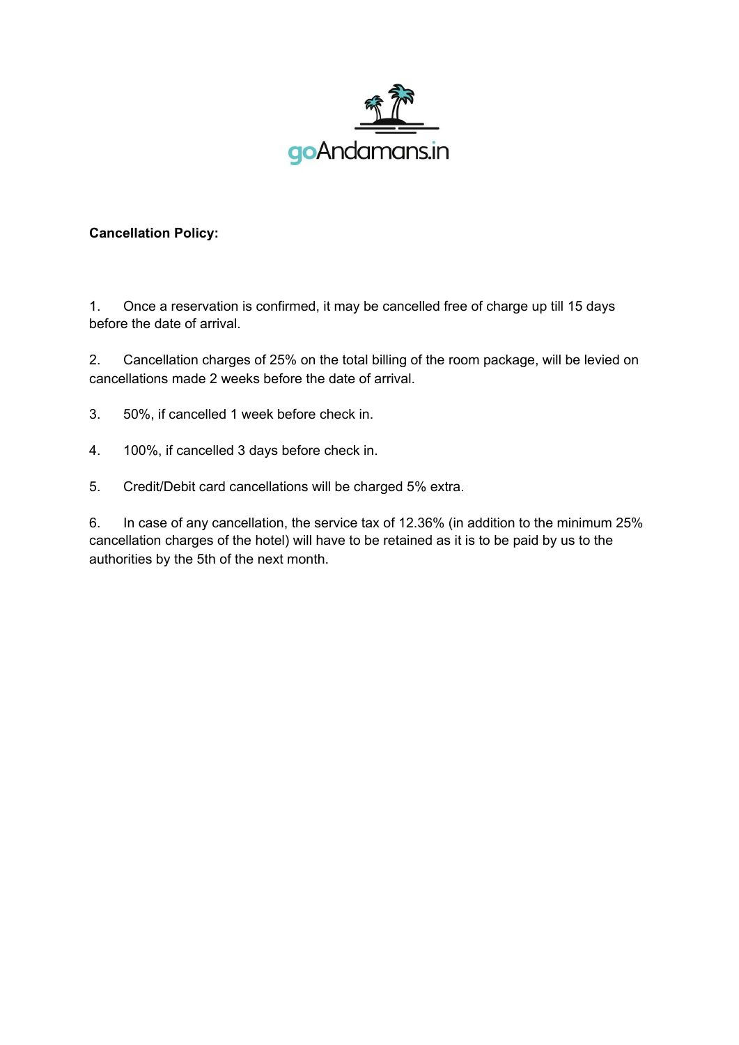goAndamans.in

**Cancellation Policy:**

1. Once a reservation is confirmed, it may be cancelled free of charge up till 15 days before the date of arrival.

2. Cancellation charges of 25% on the total billing of the room package, will be levied on cancellations made 2 weeks before the date of arrival.

3. 50%, if cancelled 1 week before check in.

4. 100%, if cancelled 3 days before check in.

5. Credit/Debit card cancellations will be charged 5% extra.

6. In case of any cancellation, the service tax of 12.36% (in addition to the minimum 25% cancellation charges of the hotel) will have to be retained as it is to be paid by us to the authorities by the 5th of the next month.